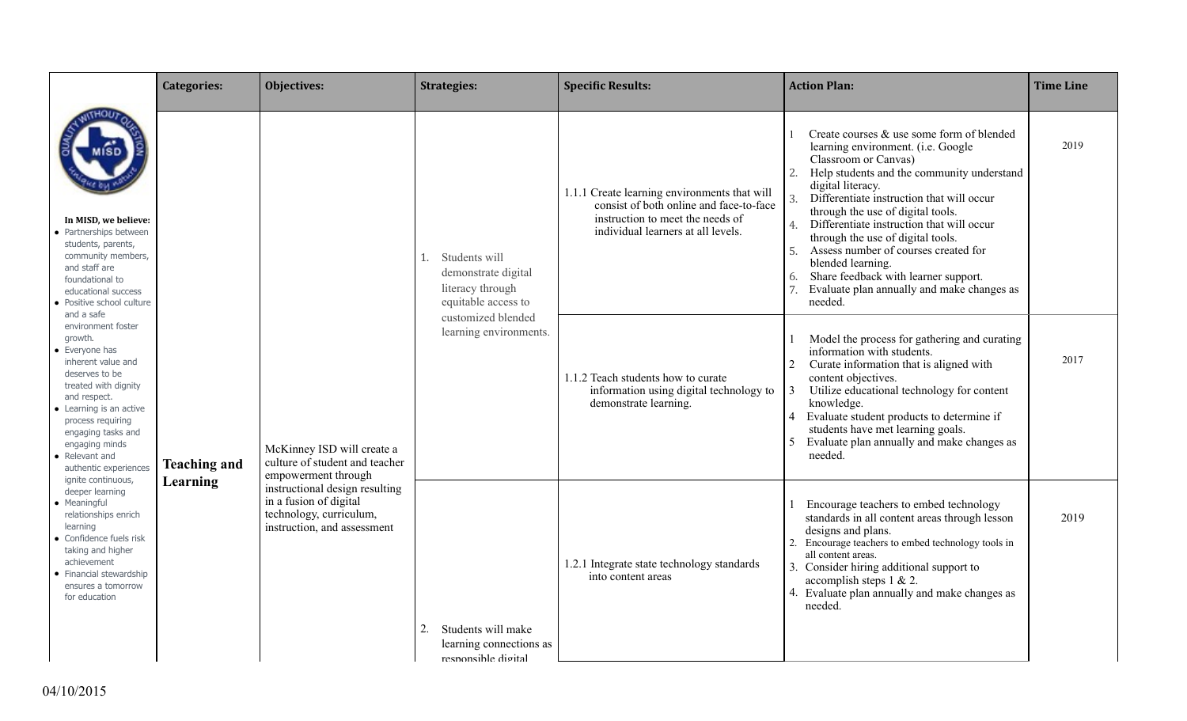| | Categories: | Objectives: | Strategies: | Specific Results: | Action Plan: | Time Line |
|---|---|---|---|---|---|---|
| **In MISD, we believe:**<br>• Partnerships between students, parents, community members, and staff are foundational to educational success<br>• Positive school culture and a safe environment foster growth.<br>• Everyone has inherent value and deserves to be treated with dignity and respect.<br>• Learning is an active process requiring engaging tasks and engaging minds<br>• Relevant and authentic experiences ignite continuous, deeper learning<br>• Meaningful relationships enrich learning<br>• Confidence fuels risk taking and higher achievement<br>• Financial stewardship ensures a tomorrow for education | **Teaching and Learning** | McKinney ISD will create a culture of student and teacher empowerment through instructional design resulting in a fusion of digital technology, curriculum, instruction, and assessment | 1. Students will demonstrate digital literacy through equitable access to customized blended learning environments. | 1.1.1 Create learning environments that will consist of both online and face-to-face instruction to meet the needs of individual learners at all levels. | 1 Create courses & use some form of blended learning environment. (i.e. Google Classroom or Canvas)<br>2. Help students and the community understand digital literacy.<br>3. Differentiate instruction that will occur through the use of digital tools.<br>4. Differentiate instruction that will occur through the use of digital tools.<br>5. Assess number of courses created for blended learning.<br>6. Share feedback with learner support.<br>7. Evaluate plan annually and make changes as needed. | 2019 |
| | | | | 1.1.2 Teach students how to curate information using digital technology to demonstrate learning. | 1 Model the process for gathering and curating information with students.<br>2 Curate information that is aligned with content objectives.<br>3 Utilize educational technology for content knowledge.<br>4 Evaluate student products to determine if students have met learning goals.<br>5 Evaluate plan annually and make changes as needed. | 2017 |
| | | | 2. Students will make learning connections as responsible digital | 1.2.1 Integrate state technology standards into content areas | 1 Encourage teachers to embed technology standards in all content areas through lesson designs and plans.<br>2. Encourage teachers to embed technology tools in all content areas.<br>3. Consider hiring additional support to accomplish steps 1 & 2.<br>4. Evaluate plan annually and make changes as needed. | 2019 |

04/10/2015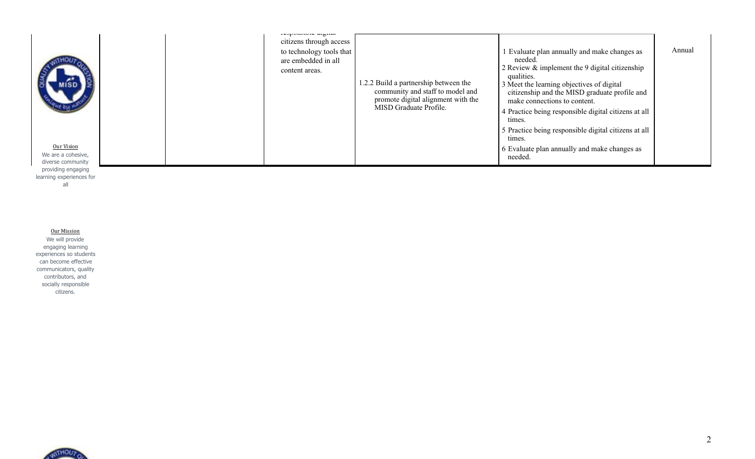| | | | | | |
|---|---|---|---|---|---|
| | | responsible digital citizens through access to technology tools that are embedded in all content areas. | 1.2.2 Build a partnership between the community and staff to model and promote digital alignment with the MISD Graduate Profile. | 1 Evaluate plan annually and make changes as needed.<br>2 Review & implement the 9 digital citizenship qualities.<br>3 Meet the learning objectives of digital citizenship and the MISD graduate profile and make connections to content.<br>4 Practice being responsible digital citizens at all times.<br>5 Practice being responsible digital citizens at all times.<br>6 Evaluate plan annually and make changes as needed. | Annual |

Our Vision

We are a cohesive, diverse community providing engaging learning experiences for all

Our Mission

We will provide engaging learning experiences so students can become effective communicators, quality contributors, and socially responsible citizens.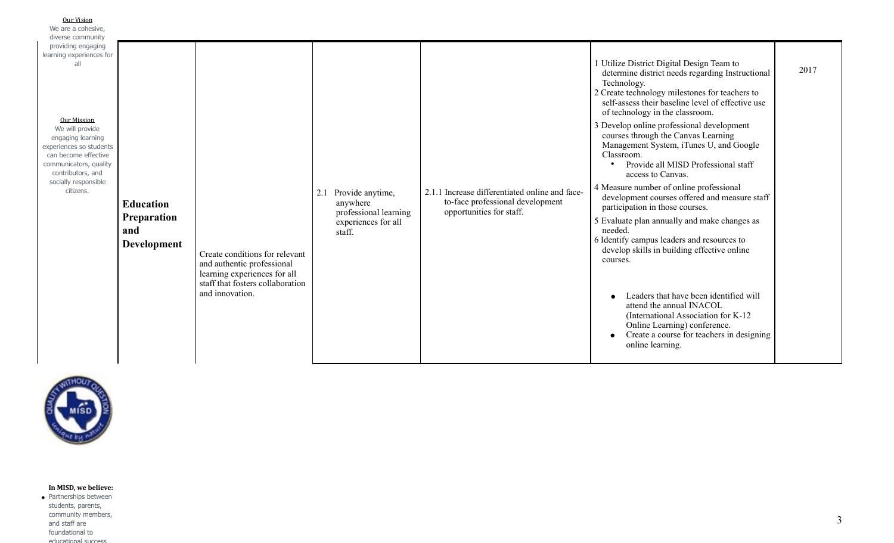**Our Vision**
We are a cohesive, diverse community providing engaging learning experiences for all

**Our Mission**
We will provide engaging learning experiences so students can become effective communicators, quality contributors, and socially responsible citizens.

| | | | | | |
|---|---|---|---|---|---|
| **Education Preparation and Development** | Create conditions for relevant and authentic professional learning experiences for all staff that fosters collaboration and innovation. | 2.1 Provide anytime, anywhere professional learning experiences for all staff. | 2.1.1 Increase differentiated online and face-to-face professional development opportunities for staff. | 1 Utilize District Digital Design Team to determine district needs regarding Instructional Technology.<br>2 Create technology milestones for teachers to self-assess their baseline level of effective use of technology in the classroom.<br>3 Develop online professional development courses through the Canvas Learning Management System, iTunes U, and Google Classroom.<br>• Provide all MISD Professional staff access to Canvas.<br>4 Measure number of online professional development courses offered and measure staff participation in those courses.<br>5 Evaluate plan annually and make changes as needed.<br>6 Identify campus leaders and resources to develop skills in building effective online courses.<br>• Leaders that have been identified will attend the annual INACOL (International Association for K-12 Online Learning) conference.<br>• Create a course for teachers in designing online learning. | 2017 |

**In MISD, we believe:**
- Partnerships between students, parents, community members, and staff are foundational to educational success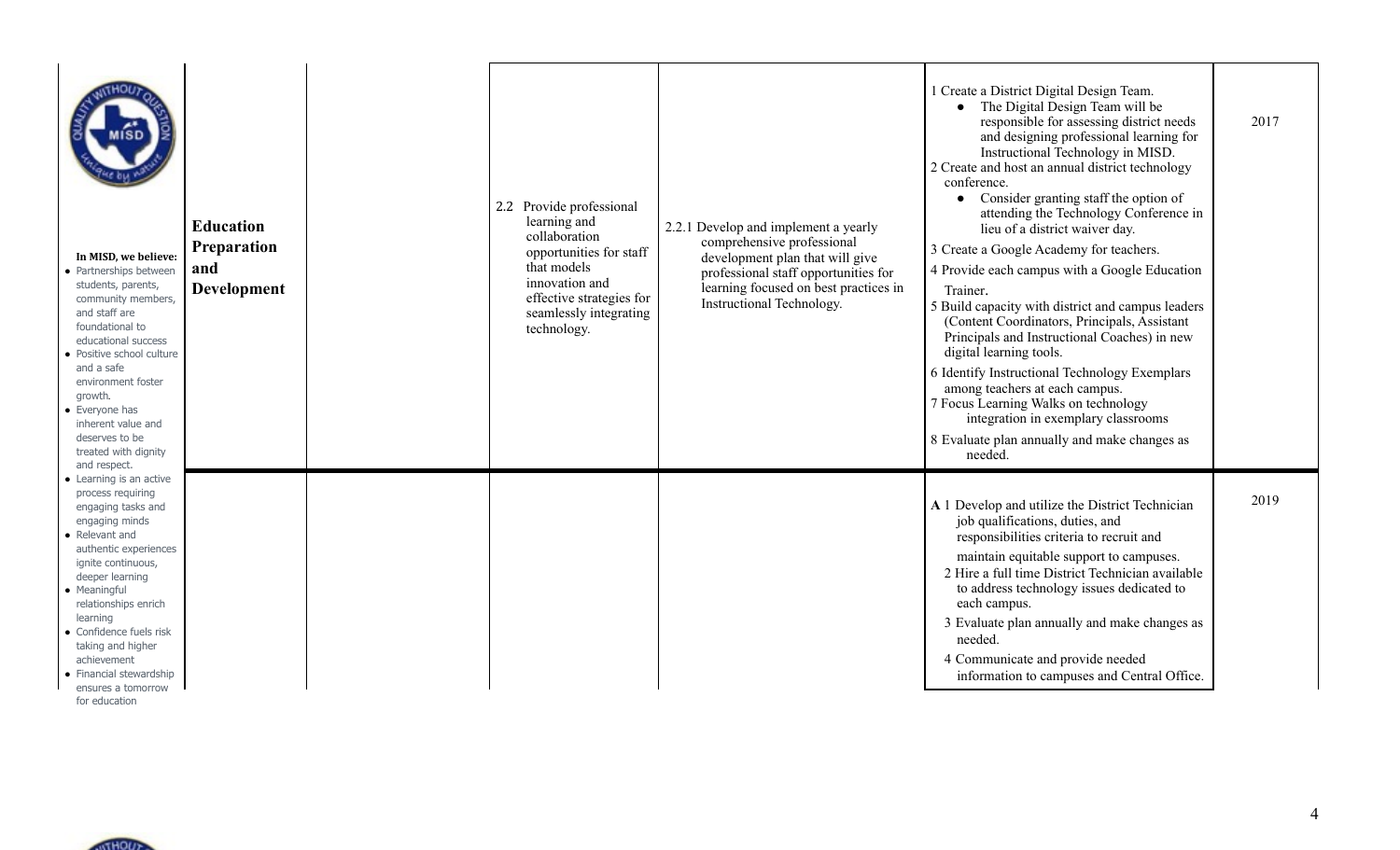| | | | | | | |
|---|---|---|---|---|---|---|
| **In MISD, we believe:**<br>• Partnerships between students, parents, community members, and staff are foundational to educational success<br>• Positive school culture and a safe environment foster growth.<br>• Everyone has inherent value and deserves to be treated with dignity and respect.<br>• Learning is an active process requiring engaging tasks and engaging minds<br>• Relevant and authentic experiences ignite continuous, deeper learning<br>• Meaningful relationships enrich learning<br>• Confidence fuels risk taking and higher achievement<br>• Financial stewardship ensures a tomorrow for education | **Education Preparation and Development** | | 2.2 Provide professional learning and collaboration opportunities for staff that models innovation and effective strategies for seamlessly integrating technology. | 2.2.1 Develop and implement a yearly comprehensive professional development plan that will give professional staff opportunities for learning focused on best practices in Instructional Technology. | 1 Create a District Digital Design Team.<br>• The Digital Design Team will be responsible for assessing district needs and designing professional learning for Instructional Technology in MISD.<br>2 Create and host an annual district technology conference.<br>• Consider granting staff the option of attending the Technology Conference in lieu of a district waiver day.<br>3 Create a Google Academy for teachers.<br>4 Provide each campus with a Google Education Trainer.<br>5 Build capacity with district and campus leaders (Content Coordinators, Principals, Assistant Principals and Instructional Coaches) in new digital learning tools.<br>6 Identify Instructional Technology Exemplars among teachers at each campus.<br>7 Focus Learning Walks on technology integration in exemplary classrooms<br>8 Evaluate plan annually and make changes as needed. | 2017 |
| | | | | | **A** 1 Develop and utilize the District Technician job qualifications, duties, and responsibilities criteria to recruit and maintain equitable support to campuses.<br>2 Hire a full time District Technician available to address technology issues dedicated to each campus.<br>3 Evaluate plan annually and make changes as needed.<br>4 Communicate and provide needed information to campuses and Central Office. | 2019 |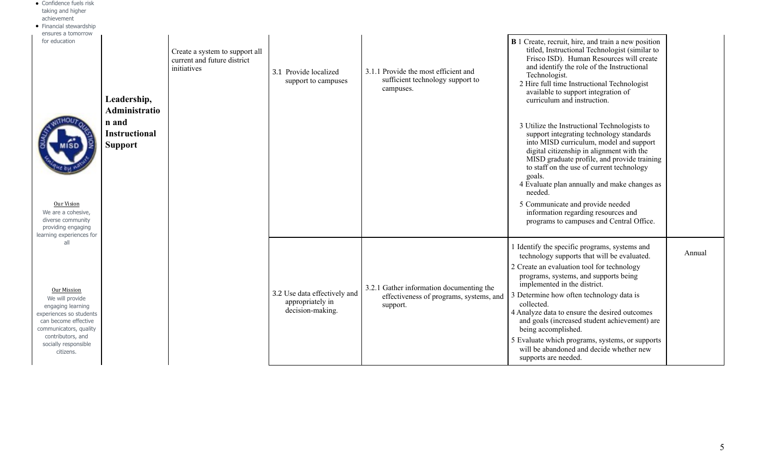- Confidence fuels risk taking and higher achievement
- Financial stewardship ensures a tomorrow for education

**Our Vision**

We are a cohesive, diverse community providing engaging learning experiences for all

**Our Mission**

We will provide engaging learning experiences so students can become effective communicators, quality contributors, and socially responsible citizens.

| | | | | | |
|---|---|---|---|---|---|
| **Leadership, Administration and Instructional Support** | Create a system to support all current and future district initiatives | 3.1 Provide localized support to campuses | 3.1.1 Provide the most efficient and sufficient technology support to campuses. | **B** 1 Create, recruit, hire, and train a new position titled, Instructional Technologist (similar to Frisco ISD). Human Resources will create and identify the role of the Instructional Technologist.<br>2 Hire full time Instructional Technologist available to support integration of curriculum and instruction.<br>3 Utilize the Instructional Technologists to support integrating technology standards into MISD curriculum, model and support digital citizenship in alignment with the MISD graduate profile, and provide training to staff on the use of current technology goals.<br>4 Evaluate plan annually and make changes as needed.<br>5 Communicate and provide needed information regarding resources and programs to campuses and Central Office. | |
| | | 3.2 Use data effectively and appropriately in decision-making. | 3.2.1 Gather information documenting the effectiveness of programs, systems, and support. | 1 Identify the specific programs, systems and technology supports that will be evaluated.<br>2 Create an evaluation tool for technology programs, systems, and supports being implemented in the district.<br>3 Determine how often technology data is collected.<br>4 Analyze data to ensure the desired outcomes and goals (increased student achievement) are being accomplished.<br>5 Evaluate which programs, systems, or supports will be abandoned and decide whether new supports are needed. | Annual |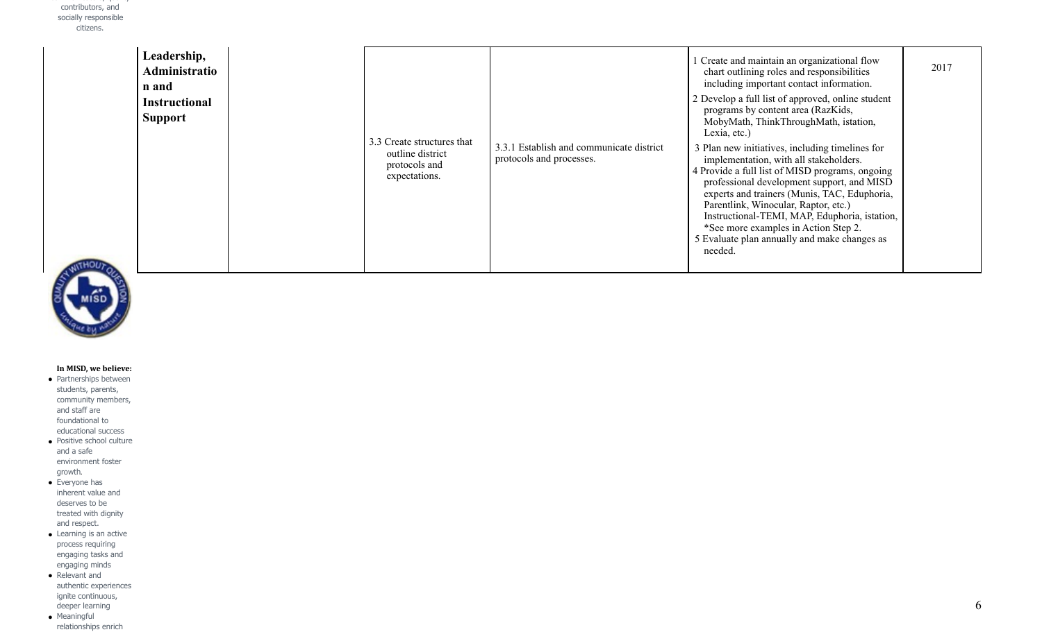contributors, and socially responsible citizens.

| Leadership, Administration and Instructional Support | | 3.3 Create structures that outline district protocols and expectations. | 3.3.1 Establish and communicate district protocols and processes. | 1 Create and maintain an organizational flow chart outlining roles and responsibilities including important contact information.<br>2 Develop a full list of approved, online student programs by content area (RazKids, MobyMath, ThinkThroughMath, istation, Lexia, etc.)<br>3 Plan new initiatives, including timelines for implementation, with all stakeholders.<br>4 Provide a full list of MISD programs, ongoing professional development support, and MISD experts and trainers (Munis, TAC, Eduphoria, Parentlink, Winocular, Raptor, etc.) Instructional-TEMI, MAP, Eduphoria, istation, *See more examples in Action Step 2.<br>5 Evaluate plan annually and make changes as needed. | 2017 |
|---|---|---|---|---|---|

**In MISD, we believe:**

- Partnerships between students, parents, community members, and staff are foundational to educational success
- Positive school culture and a safe environment foster growth.
- Everyone has inherent value and deserves to be treated with dignity and respect.
- Learning is an active process requiring engaging tasks and engaging minds
- Relevant and authentic experiences ignite continuous, deeper learning
- Meaningful relationships enrich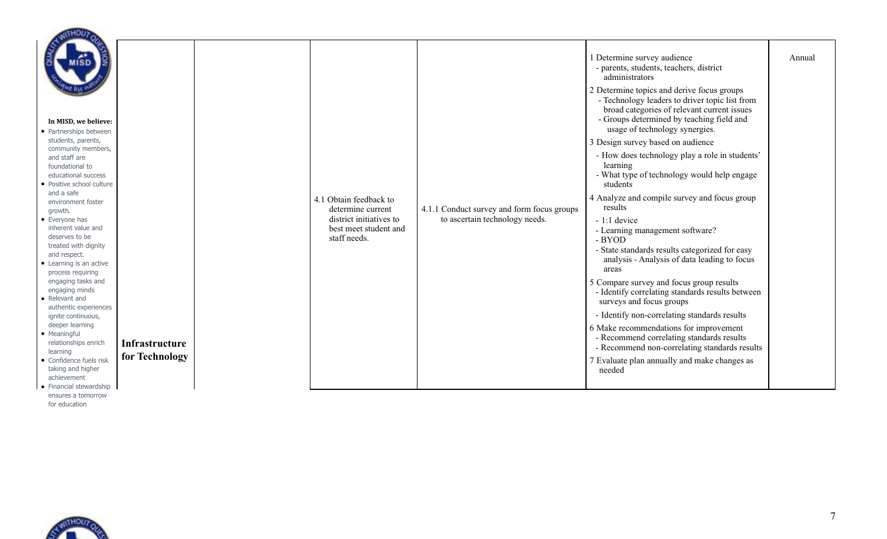**In MISD, we believe:**

- Partnerships between students, parents, community members, and staff are foundational to educational success
- Positive school culture and a safe environment foster growth.
- Everyone has inherent value and deserves to be treated with dignity and respect.
- Learning is an active process requiring engaging tasks and engaging minds
- Relevant and authentic experiences ignite continuous, deeper learning
- Meaningful relationships enrich learning
- Confidence fuels risk taking and higher achievement
- Financial stewardship ensures a tomorrow for education

| | | | | | |
|---|---|---|---|---|---|
| **Infrastructure for Technology** | | 4.1 Obtain feedback to determine current district initiatives to best meet student and staff needs. | 4.1.1 Conduct survey and form focus groups to ascertain technology needs. | 1 Determine survey audience<br>- parents, students, teachers, district administrators<br>2 Determine topics and derive focus groups<br>- Technology leaders to driver topic list from broad categories of relevant current issues<br>- Groups determined by teaching field and usage of technology synergies.<br>3 Design survey based on audience<br>- How does technology play a role in students' learning<br>- What type of technology would help engage students<br>4 Analyze and compile survey and focus group results<br>- 1:1 device<br>- Learning management software?<br>- BYOD<br>- State standards results categorized for easy analysis - Analysis of data leading to focus areas<br>5 Compare survey and focus group results<br>- Identify correlating standards results between surveys and focus groups<br>- Identify non-correlating standards results<br>6 Make recommendations for improvement<br>- Recommend correlating standards results<br>- Recommend non-correlating standards results<br>7 Evaluate plan annually and make changes as needed | Annual |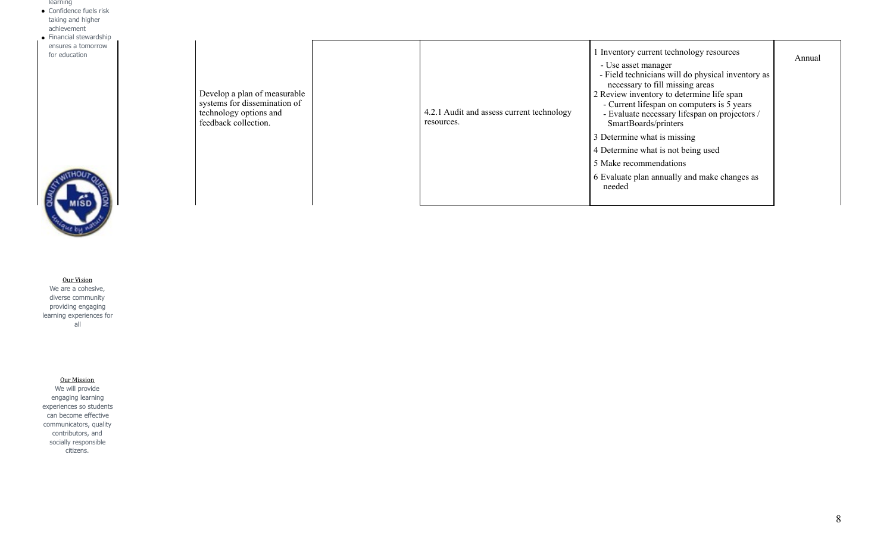- Confidence fuels risk taking and higher achievement
- Financial stewardship ensures a tomorrow for education

|  |  |  |  |  |  |
|---|---|---|---|---|---|
|  | Develop a plan of measurable systems for dissemination of technology options and feedback collection. |  | 4.2.1 Audit and assess current technology resources. | 1 Inventory current technology resources<br>- Use asset manager<br>- Field technicians will do physical inventory as necessary to fill missing areas<br>2 Review inventory to determine life span<br>- Current lifespan on computers is 5 years<br>- Evaluate necessary lifespan on projectors / SmartBoards/printers<br>3 Determine what is missing<br>4 Determine what is not being used<br>5 Make recommendations<br>6 Evaluate plan annually and make changes as needed | Annual |

**Our Vision**

We are a cohesive, diverse community providing engaging learning experiences for all

**Our Mission**

We will provide engaging learning experiences so students can become effective communicators, quality contributors, and socially responsible citizens.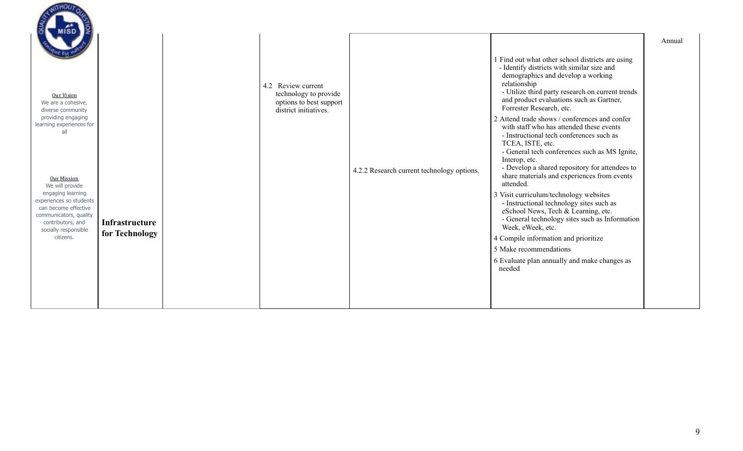| | | | | | | |
|---|---|---|---|---|---|---|
| **Our Vision**<br>We are a cohesive, diverse community providing engaging learning experiences for all<br><br>**Our Mission**<br>We will provide engaging learning experiences so students can become effective communicators, quality contributors, and socially responsible citizens. | **Infrastructure for Technology** | | 4.2 Review current technology to provide options to best support district initiatives. | 4.2.2 Research current technology options. | 1 Find out what other school districts are using<br>- Identify districts with similar size and demographics and develop a working relationship<br>- Utilize third party research on current trends and product evaluations such as Gartner, Forrester Research, etc.<br>2 Attend trade shows / conferences and confer with staff who has attended these events<br>- Instructional tech conferences such as TCEA, ISTE, etc.<br>- General tech conferences such as MS Ignite, Interop, etc.<br>- Develop a shared repository for attendees to share materials and experiences from events attended.<br>3 Visit curriculum/technology websites<br>- Instructional technology sites such as eSchool News, Tech & Learning, etc.<br>- General technology sites such as Information Week, eWeek, etc.<br>4 Compile information and prioritize<br>5 Make recommendations<br>6 Evaluate plan annually and make changes as needed | Annual |